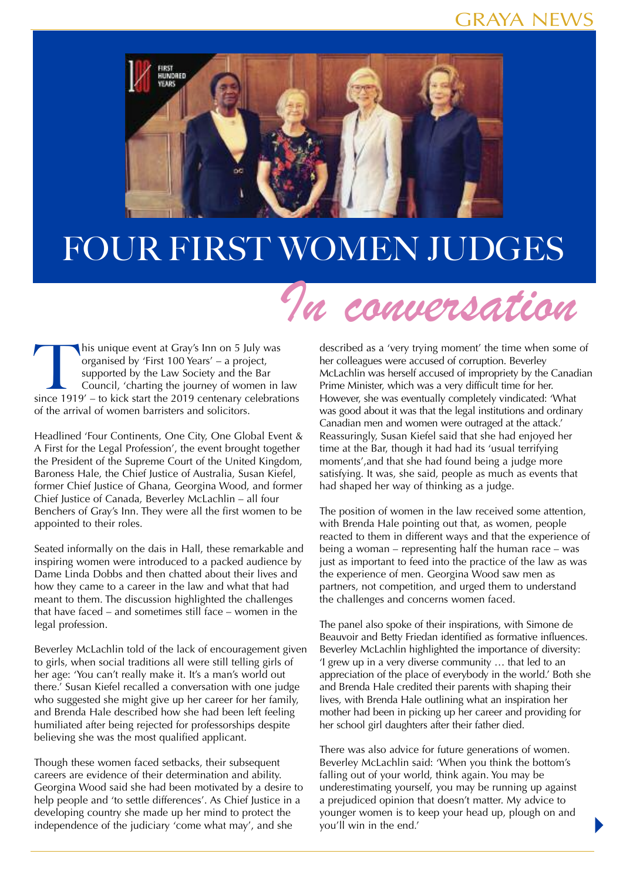# FOUR FIRST WOMEN JUDGES

## *In conversation*

This unique event at Gray's Inn on 5 July was organised by 'First 100 Years' – a project, supported by the Law Society and the Bar Council, 'charting the journey of women in law since 1919' – to kick start the 2019 centenary celebrations of the arrival of women barristers and solicitors.

Headlined 'Four Continents, One City, One Global Event & A First for the Legal Profession', the event brought together the President of the Supreme Court of the United Kingdom, Baroness Hale, the Chief Justice of Australia, Susan Kiefel, former Chief Justice of Ghana, Georgina Wood, and former Chief Justice of Canada, Beverley McLachlin – all four Benchers of Gray's Inn. They were all the first women to be appointed to their roles.

Seated informally on the dais in Hall, these remarkable and inspiring women were introduced to a packed audience by Dame Linda Dobbs and then chatted about their lives and how they came to a career in the law and what that had meant to them. The discussion highlighted the challenges that have faced – and sometimes still face – women in the legal profession.

Beverley McLachlin told of the lack of encouragement given to girls, when social traditions all were still telling girls of her age: 'You can't really make it. It's a man's world out there.' Susan Kiefel recalled a conversation with one judge who suggested she might give up her career for her family, and Brenda Hale described how she had been left feeling humiliated after being rejected for professorships despite believing she was the most qualified applicant.

Though these women faced setbacks, their subsequent careers are evidence of their determination and ability. Georgina Wood said she had been motivated by a desire to help people and 'to settle differences'. As Chief Justice in a developing country she made up her mind to protect the independence of the judiciary 'come what may', and she described as a 'very trying moment' the time when some of her colleagues were accused of corruption. Beverley McLachlin was herself accused of impropriety by the Canadian Prime Minister, which was a very difficult time for her. However, she was eventually completely vindicated: 'What was good about it was that the legal institutions and ordinary Canadian men and women were outraged at the attack.' Reassuringly, Susan Kiefel said that she had enjoyed her time at the Bar, though it had had its 'usual terrifying moments',and that she had found being a judge more satisfying. It was, she said, people as much as events that had shaped her way of thinking as a judge.

The position of women in the law received some attention, with Brenda Hale pointing out that, as women, people reacted to them in different ways and that the experience of being a woman – representing half the human race – was just as important to feed into the practice of the law as was the experience of men. Georgina Wood saw men as partners, not competition, and urged them to understand the challenges and concerns women faced.

The panel also spoke of their inspirations, with Simone de Beauvoir and Betty Friedan identified as formative influences. Beverley McLachlin highlighted the importance of diversity: 'I grew up in a very diverse community … that led to an appreciation of the place of everybody in the world.' Both she and Brenda Hale credited their parents with shaping their lives, with Brenda Hale outlining what an inspiration her mother had been in picking up her career and providing for her school girl daughters after their father died.

There was also advice for future generations of women. Beverley McLachlin said: 'When you think the bottom's falling out of your world, think again. You may be underestimating yourself, you may be running up against a prejudiced opinion that doesn't matter. My advice to younger women is to keep your head up, plough on and you'll win in the end.'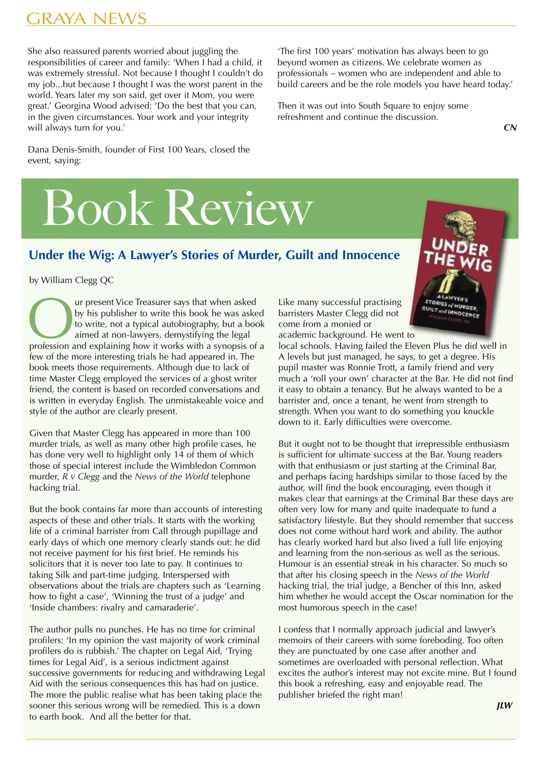She also reassured parents worried about juggling the responsibilities of career and family: 'When I had a child, it was extremely stressful. Not because I thought I couldn't do my job...but because I thought I was the worst parent in the world. Years later my son said, get over it Mom, you were great.' Georgina Wood advised: 'Do the best that you can, in the given circumstances. Your work and your integrity will always turn for you.'

Dana Denis-Smith, founder of First 100 Years, closed the event, saying:

'The first 100 years' motivation has always been to go beyond women as citizens. We celebrate women as professionals – women who are independent and able to build careers and be the role models you have heard today.'

Then it was out into South Square to enjoy some refreshment and continue the discussion.

***CN***

# Book Review

## Under the Wig: A Lawyer's Stories of Murder, Guilt and Innocence

by William Clegg QC

Our present Vice Treasurer says that when asked by his publisher to write this book he was asked to write, not a typical autobiography, but a book aimed at non-lawyers, demystifying the legal profession and explaining how it works with a synopsis of a few of the more interesting trials he had appeared in. The book meets those requirements. Although due to lack of time Master Clegg employed the services of a ghost writer friend, the content is based on recorded conversations and is written in everyday English. The unmistakeable voice and style of the author are clearly present.

Given that Master Clegg has appeared in more than 100 murder trials, as well as many other high profile cases, he has done very well to highlight only 14 of them of which those of special interest include the Wimbledon Common murder, *R v Clegg* and the *News of the World* telephone hacking trial.

But the book contains far more than accounts of interesting aspects of these and other trials. It starts with the working life of a criminal barrister from Call through pupillage and early days of which one memory clearly stands out: he did not receive payment for his first brief. He reminds his solicitors that it is never too late to pay. It continues to taking Silk and part-time judging. Interspersed with observations about the trials are chapters such as 'Learning how to fight a case', 'Winning the trust of a judge' and 'Inside chambers: rivalry and camaraderie'.

The author pulls no punches. He has no time for criminal profilers: 'In my opinion the vast majority of work criminal profilers do is rubbish.' The chapter on Legal Aid, 'Trying times for Legal Aid', is a serious indictment against successive governments for reducing and withdrawing Legal Aid with the serious consequences this has had on justice. The more the public realise what has been taking place the sooner this serious wrong will be remedied. This is a down to earth book. And all the better for that.

Like many successful practising barristers Master Clegg did not come from a monied or academic background. He went to local schools. Having failed the Eleven Plus he did well in A levels but just managed, he says, to get a degree. His pupil master was Ronnie Trott, a family friend and very much a 'roll your own' character at the Bar. He did not find it easy to obtain a tenancy. But he always wanted to be a barrister and, once a tenant, he went from strength to strength. When you want to do something you knuckle down to it. Early difficulties were overcome.

But it ought not to be thought that irrepressible enthusiasm is sufficient for ultimate success at the Bar. Young readers with that enthusiasm or just starting at the Criminal Bar, and perhaps facing hardships similar to those faced by the author, will find the book encouraging, even though it makes clear that earnings at the Criminal Bar these days are often very low for many and quite inadequate to fund a satisfactory lifestyle. But they should remember that success does not come without hard work and ability. The author has clearly worked hard but also lived a full life enjoying and learning from the non-serious as well as the serious. Humour is an essential streak in his character. So much so that after his closing speech in the *News of the World* hacking trial, the trial judge, a Bencher of this Inn, asked him whether he would accept the Oscar nomination for the most humorous speech in the case!

I confess that I normally approach judicial and lawyer's memoirs of their careers with some foreboding. Too often they are punctuated by one case after another and sometimes are overloaded with personal reflection. What excites the author's interest may not excite mine. But I found this book a refreshing, easy and enjoyable read. The publisher briefed the right man!

***JLW***